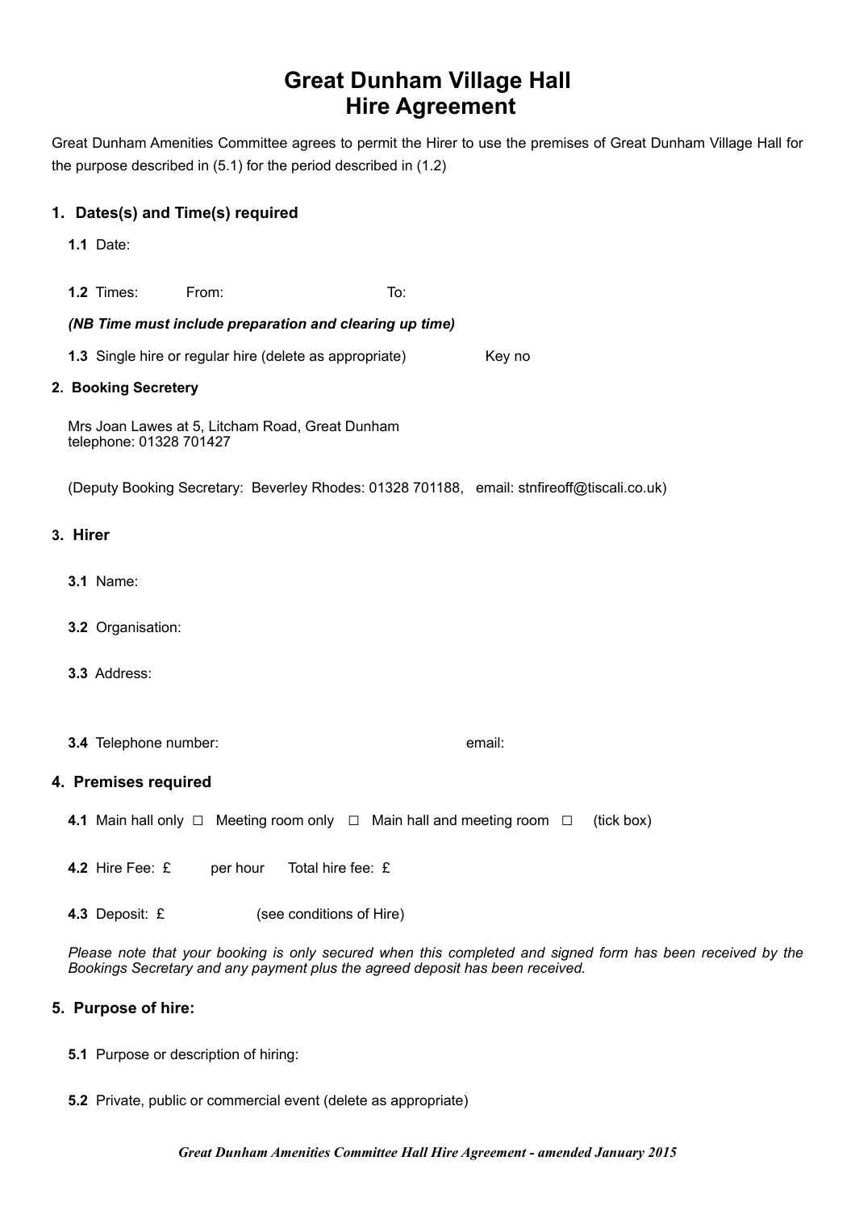# Great Dunham Village Hall
# Hire Agreement

Great Dunham Amenities Committee agrees to permit the Hirer to use the premises of Great Dunham Village Hall for the purpose described in (5.1) for the period described in (1.2)

## 1. Dates(s) and Time(s) required

**1.1** Date:

**1.2** Times: From: To:

***(NB Time must include preparation and clearing up time)***

**1.3** Single hire or regular hire (delete as appropriate) Key no

### 2. Booking Secretery

Mrs Joan Lawes at 5, Litcham Road, Great Dunham
telephone: 01328 701427

(Deputy Booking Secretary: Beverley Rhodes: 01328 701188, email: stnfireoff@tiscali.co.uk)

## 3. Hirer

**3.1** Name:

**3.2** Organisation:

**3.3** Address:

**3.4** Telephone number: email:

## 4. Premises required

**4.1** Main hall only □ Meeting room only □ Main hall and meeting room □ (tick box)

**4.2** Hire Fee: £ per hour Total hire fee: £

**4.3** Deposit: £ (see conditions of Hire)

*Please note that your booking is only secured when this completed and signed form has been received by the Bookings Secretary and any payment plus the agreed deposit has been received.*

## 5. Purpose of hire:

**5.1** Purpose or description of hiring:

**5.2** Private, public or commercial event (delete as appropriate)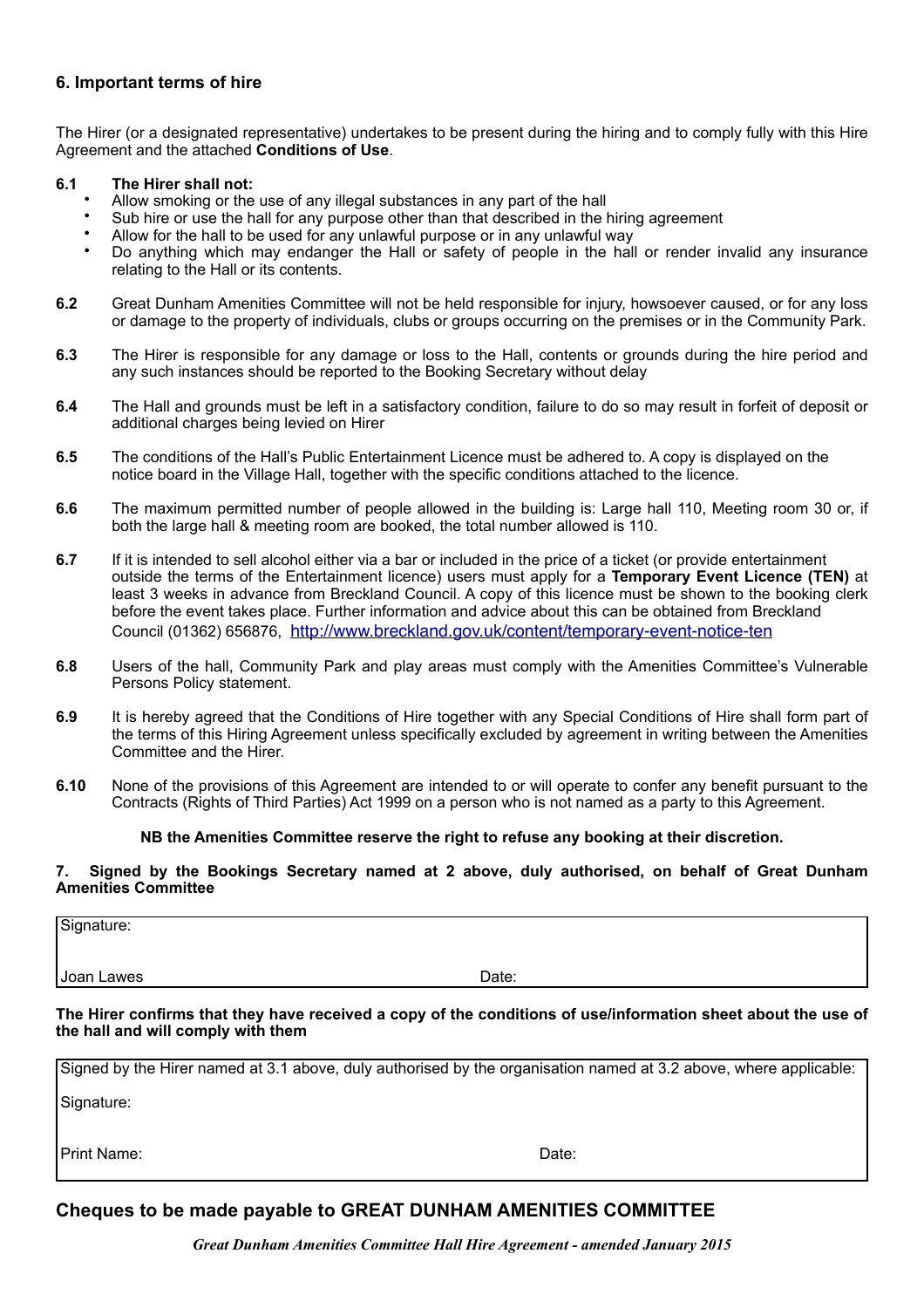### 6. Important terms of hire

The Hirer (or a designated representative) undertakes to be present during the hiring and to comply fully with this Hire Agreement and the attached **Conditions of Use**.

**6.1 The Hirer shall not:**

- Allow smoking or the use of any illegal substances in any part of the hall
- Sub hire or use the hall for any purpose other than that described in the hiring agreement
- Allow for the hall to be used for any unlawful purpose or in any unlawful way
- Do anything which may endanger the Hall or safety of people in the hall or render invalid any insurance relating to the Hall or its contents.

**6.2** Great Dunham Amenities Committee will not be held responsible for injury, howsoever caused, or for any loss or damage to the property of individuals, clubs or groups occurring on the premises or in the Community Park.

**6.3** The Hirer is responsible for any damage or loss to the Hall, contents or grounds during the hire period and any such instances should be reported to the Booking Secretary without delay

**6.4** The Hall and grounds must be left in a satisfactory condition, failure to do so may result in forfeit of deposit or additional charges being levied on Hirer

**6.5** The conditions of the Hall's Public Entertainment Licence must be adhered to. A copy is displayed on the notice board in the Village Hall, together with the specific conditions attached to the licence.

**6.6** The maximum permitted number of people allowed in the building is: Large hall 110, Meeting room 30 or, if both the large hall & meeting room are booked, the total number allowed is 110.

**6.7** If it is intended to sell alcohol either via a bar or included in the price of a ticket (or provide entertainment outside the terms of the Entertainment licence) users must apply for a **Temporary Event Licence (TEN)** at least 3 weeks in advance from Breckland Council. A copy of this licence must be shown to the booking clerk before the event takes place. Further information and advice about this can be obtained from Breckland Council (01362) 656876, http://www.breckland.gov.uk/content/temporary-event-notice-ten

**6.8** Users of the hall, Community Park and play areas must comply with the Amenities Committee's Vulnerable Persons Policy statement.

**6.9** It is hereby agreed that the Conditions of Hire together with any Special Conditions of Hire shall form part of the terms of this Hiring Agreement unless specifically excluded by agreement in writing between the Amenities Committee and the Hirer.

**6.10** None of the provisions of this Agreement are intended to or will operate to confer any benefit pursuant to the Contracts (Rights of Third Parties) Act 1999 on a person who is not named as a party to this Agreement.

**NB the Amenities Committee reserve the right to refuse any booking at their discretion.**

**7. Signed by the Bookings Secretary named at 2 above, duly authorised, on behalf of Great Dunham Amenities Committee**

Signature:

Joan Lawes Date:

**The Hirer confirms that they have received a copy of the conditions of use/information sheet about the use of the hall and will comply with them**

Signed by the Hirer named at 3.1 above, duly authorised by the organisation named at 3.2 above, where applicable:

Signature:

Print Name: Date:

## Cheques to be made payable to GREAT DUNHAM AMENITIES COMMITTEE

***Great Dunham Amenities Committee Hall Hire Agreement - amended January 2015***